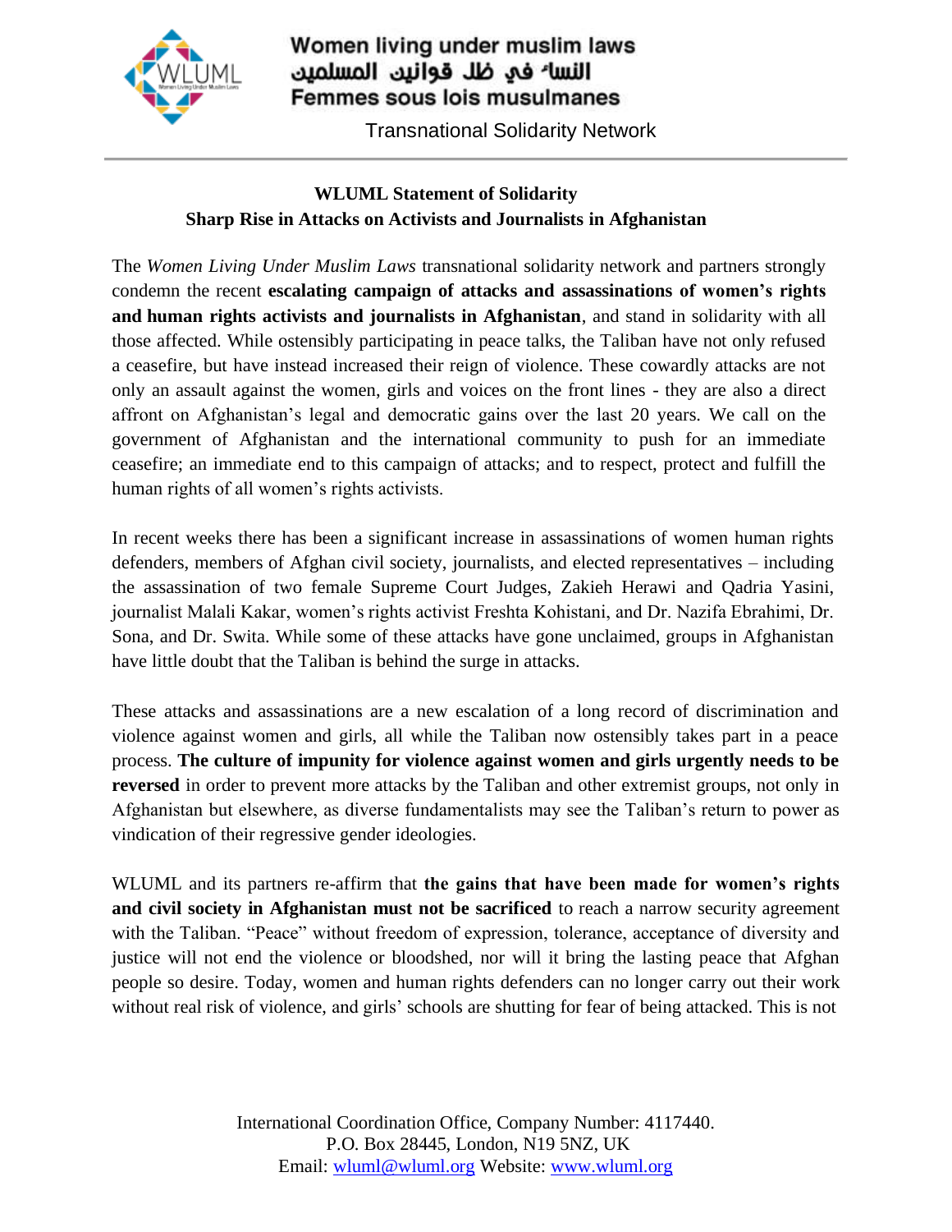Women living under muslim laws
النساء في ظل قوانين المسلمين
Femmes sous lois musulmanes

Transnational Solidarity Network

**WLUML Statement of Solidarity**
**Sharp Rise in Attacks on Activists and Journalists in Afghanistan**

The *Women Living Under Muslim Laws* transnational solidarity network and partners strongly condemn the recent **escalating campaign of attacks and assassinations of women's rights and human rights activists and journalists in Afghanistan**, and stand in solidarity with all those affected. While ostensibly participating in peace talks, the Taliban have not only refused a ceasefire, but have instead increased their reign of violence. These cowardly attacks are not only an assault against the women, girls and voices on the front lines - they are also a direct affront on Afghanistan's legal and democratic gains over the last 20 years. We call on the government of Afghanistan and the international community to push for an immediate ceasefire; an immediate end to this campaign of attacks; and to respect, protect and fulfill the human rights of all women's rights activists.

In recent weeks there has been a significant increase in assassinations of women human rights defenders, members of Afghan civil society, journalists, and elected representatives – including the assassination of two female Supreme Court Judges, Zakieh Herawi and Qadria Yasini, journalist Malali Kakar, women's rights activist Freshta Kohistani, and Dr. Nazifa Ebrahimi, Dr. Sona, and Dr. Swita. While some of these attacks have gone unclaimed, groups in Afghanistan have little doubt that the Taliban is behind the surge in attacks.

These attacks and assassinations are a new escalation of a long record of discrimination and violence against women and girls, all while the Taliban now ostensibly takes part in a peace process. **The culture of impunity for violence against women and girls urgently needs to be reversed** in order to prevent more attacks by the Taliban and other extremist groups, not only in Afghanistan but elsewhere, as diverse fundamentalists may see the Taliban's return to power as vindication of their regressive gender ideologies.

WLUML and its partners re-affirm that **the gains that have been made for women's rights and civil society in Afghanistan must not be sacrificed** to reach a narrow security agreement with the Taliban. "Peace" without freedom of expression, tolerance, acceptance of diversity and justice will not end the violence or bloodshed, nor will it bring the lasting peace that Afghan people so desire. Today, women and human rights defenders can no longer carry out their work without real risk of violence, and girls' schools are shutting for fear of being attacked. This is not

International Coordination Office, Company Number: 4117440.
P.O. Box 28445, London, N19 5NZ, UK
Email: wluml@wluml.org Website: www.wluml.org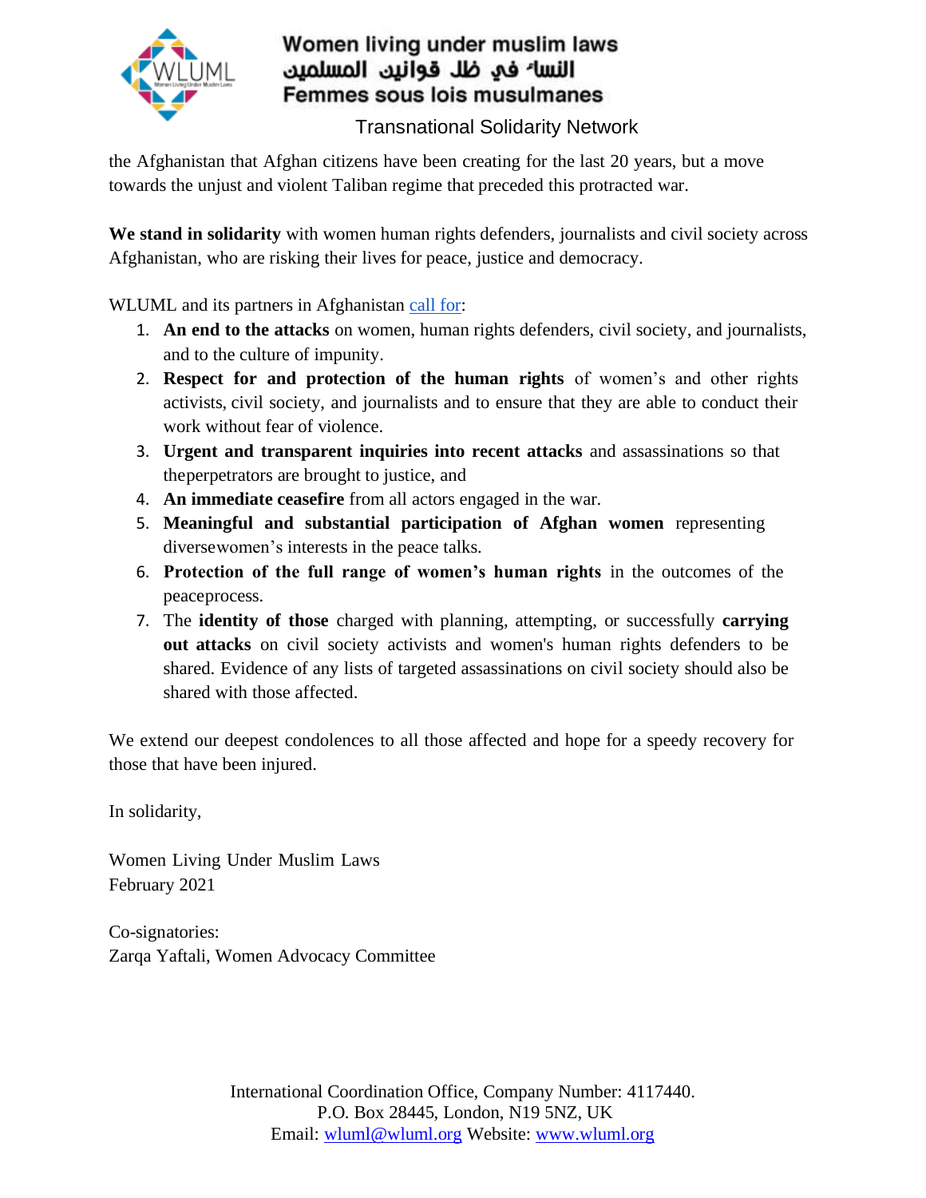the Afghanistan that Afghan citizens have been creating for the last 20 years, but a move towards the unjust and violent Taliban regime that preceded this protracted war.

**We stand in solidarity** with women human rights defenders, journalists and civil society across Afghanistan, who are risking their lives for peace, justice and democracy.

WLUML and its partners in Afghanistan call for:

1. **An end to the attacks** on women, human rights defenders, civil society, and journalists, and to the culture of impunity.
2. **Respect for and protection of the human rights** of women's and other rights activists, civil society, and journalists and to ensure that they are able to conduct their work without fear of violence.
3. **Urgent and transparent inquiries into recent attacks** and assassinations so that theperpetrators are brought to justice, and
4. **An immediate ceasefire** from all actors engaged in the war.
5. **Meaningful and substantial participation of Afghan women** representing diversewomen's interests in the peace talks.
6. **Protection of the full range of women's human rights** in the outcomes of the peaceprocess.
7. The **identity of those** charged with planning, attempting, or successfully **carrying out attacks** on civil society activists and women's human rights defenders to be shared. Evidence of any lists of targeted assassinations on civil society should also be shared with those affected.

We extend our deepest condolences to all those affected and hope for a speedy recovery for those that have been injured.

In solidarity,

Women Living Under Muslim Laws
February 2021

Co-signatories:
Zarqa Yaftali, Women Advocacy Committee